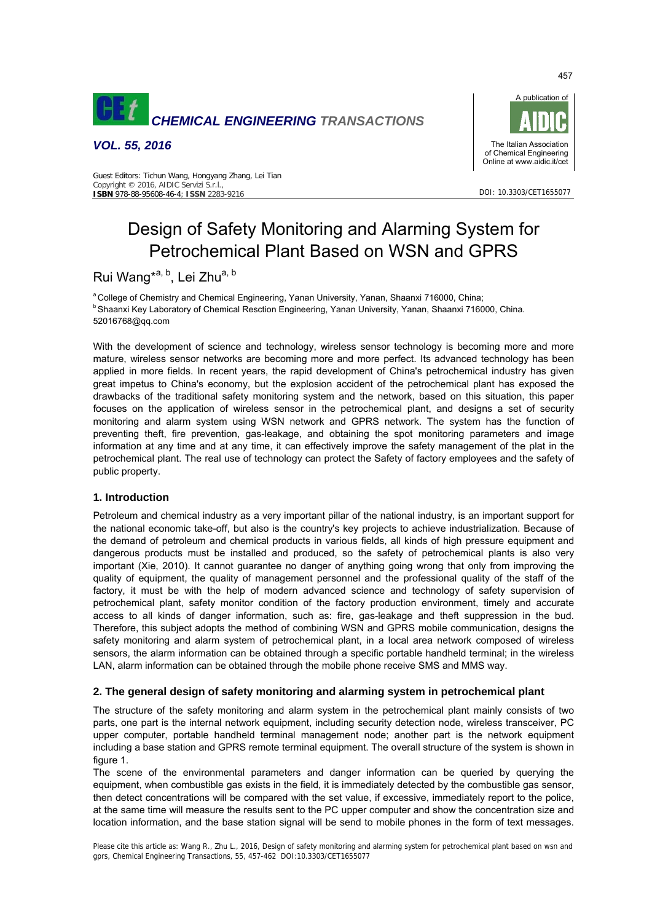# Design of Safety Monitoring and Alarming System for Petrochemical Plant Based on WSN and GPRS

Rui Wang*[a, b], Lei Zhu[a, b]

[a] College of Chemistry and Chemical Engineering, Yanan University, Yanan, Shaanxi 716000, China;
[b] Shaanxi Key Laboratory of Chemical Resction Engineering, Yanan University, Yanan, Shaanxi 716000, China.
52016768@qq.com

With the development of science and technology, wireless sensor technology is becoming more and more mature, wireless sensor networks are becoming more and more perfect. Its advanced technology has been applied in more fields. In recent years, the rapid development of China's petrochemical industry has given great impetus to China's economy, but the explosion accident of the petrochemical plant has exposed the drawbacks of the traditional safety monitoring system and the network, based on this situation, this paper focuses on the application of wireless sensor in the petrochemical plant, and designs a set of security monitoring and alarm system using WSN network and GPRS network. The system has the function of preventing theft, fire prevention, gas-leakage, and obtaining the spot monitoring parameters and image information at any time and at any time, it can effectively improve the safety management of the plat in the petrochemical plant. The real use of technology can protect the Safety of factory employees and the safety of public property.

## 1. Introduction

Petroleum and chemical industry as a very important pillar of the national industry, is an important support for the national economic take-off, but also is the country's key projects to achieve industrialization. Because of the demand of petroleum and chemical products in various fields, all kinds of high pressure equipment and dangerous products must be installed and produced, so the safety of petrochemical plants is also very important (Xie, 2010). It cannot guarantee no danger of anything going wrong that only from improving the quality of equipment, the quality of management personnel and the professional quality of the staff of the factory, it must be with the help of modern advanced science and technology of safety supervision of petrochemical plant, safety monitor condition of the factory production environment, timely and accurate access to all kinds of danger information, such as: fire, gas-leakage and theft suppression in the bud. Therefore, this subject adopts the method of combining WSN and GPRS mobile communication, designs the safety monitoring and alarm system of petrochemical plant, in a local area network composed of wireless sensors, the alarm information can be obtained through a specific portable handheld terminal; in the wireless LAN, alarm information can be obtained through the mobile phone receive SMS and MMS way.

## 2. The general design of safety monitoring and alarming system in petrochemical plant

The structure of the safety monitoring and alarm system in the petrochemical plant mainly consists of two parts, one part is the internal network equipment, including security detection node, wireless transceiver, PC upper computer, portable handheld terminal management node; another part is the network equipment including a base station and GPRS remote terminal equipment. The overall structure of the system is shown in figure 1.

The scene of the environmental parameters and danger information can be queried by querying the equipment, when combustible gas exists in the field, it is immediately detected by the combustible gas sensor, then detect concentrations will be compared with the set value, if excessive, immediately report to the police, at the same time will measure the results sent to the PC upper computer and show the concentration size and location information, and the base station signal will be send to mobile phones in the form of text messages.

Please cite this article as: Wang R., Zhu L., 2016, Design of safety monitoring and alarming system for petrochemical plant based on wsn and gprs, Chemical Engineering Transactions, 55, 457-462 DOI:10.3303/CET1655077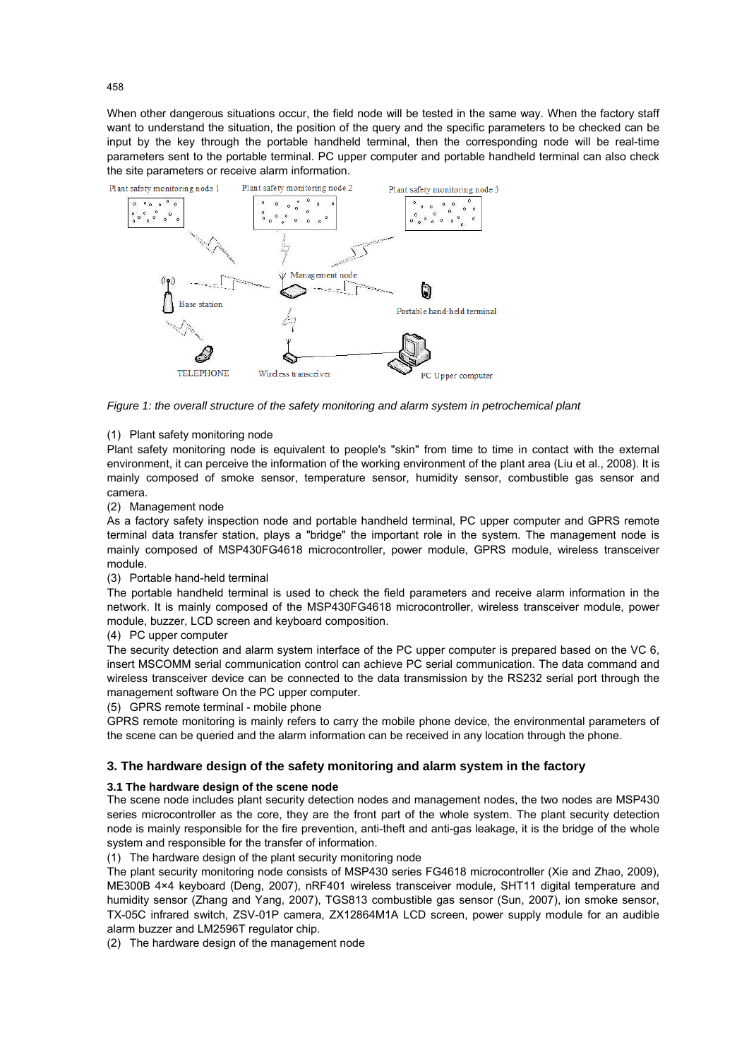When other dangerous situations occur, the field node will be tested in the same way. When the factory staff want to understand the situation, the position of the query and the specific parameters to be checked can be input by the key through the portable handheld terminal, then the corresponding node will be real-time parameters sent to the portable terminal. PC upper computer and portable handheld terminal can also check the site parameters or receive alarm information.

*Figure 1: the overall structure of the safety monitoring and alarm system in petrochemical plant*

(1) Plant safety monitoring node

Plant safety monitoring node is equivalent to people's "skin" from time to time in contact with the external environment, it can perceive the information of the working environment of the plant area (Liu et al., 2008). It is mainly composed of smoke sensor, temperature sensor, humidity sensor, combustible gas sensor and camera.

(2) Management node

As a factory safety inspection node and portable handheld terminal, PC upper computer and GPRS remote terminal data transfer station, plays a "bridge" the important role in the system. The management node is mainly composed of MSP430FG4618 microcontroller, power module, GPRS module, wireless transceiver module.

(3) Portable hand-held terminal

The portable handheld terminal is used to check the field parameters and receive alarm information in the network. It is mainly composed of the MSP430FG4618 microcontroller, wireless transceiver module, power module, buzzer, LCD screen and keyboard composition.

(4) PC upper computer

The security detection and alarm system interface of the PC upper computer is prepared based on the VC 6, insert MSCOMM serial communication control can achieve PC serial communication. The data command and wireless transceiver device can be connected to the data transmission by the RS232 serial port through the management software On the PC upper computer.

(5) GPRS remote terminal - mobile phone

GPRS remote monitoring is mainly refers to carry the mobile phone device, the environmental parameters of the scene can be queried and the alarm information can be received in any location through the phone.

## 3. The hardware design of the safety monitoring and alarm system in the factory

### 3.1 The hardware design of the scene node

The scene node includes plant security detection nodes and management nodes, the two nodes are MSP430 series microcontroller as the core, they are the front part of the whole system. The plant security detection node is mainly responsible for the fire prevention, anti-theft and anti-gas leakage, it is the bridge of the whole system and responsible for the transfer of information.

(1) The hardware design of the plant security monitoring node

The plant security monitoring node consists of MSP430 series FG4618 microcontroller (Xie and Zhao, 2009), ME300B 4×4 keyboard (Deng, 2007), nRF401 wireless transceiver module, SHT11 digital temperature and humidity sensor (Zhang and Yang, 2007), TGS813 combustible gas sensor (Sun, 2007), ion smoke sensor, TX-05C infrared switch, ZSV-01P camera, ZX12864M1A LCD screen, power supply module for an audible alarm buzzer and LM2596T regulator chip.

(2) The hardware design of the management node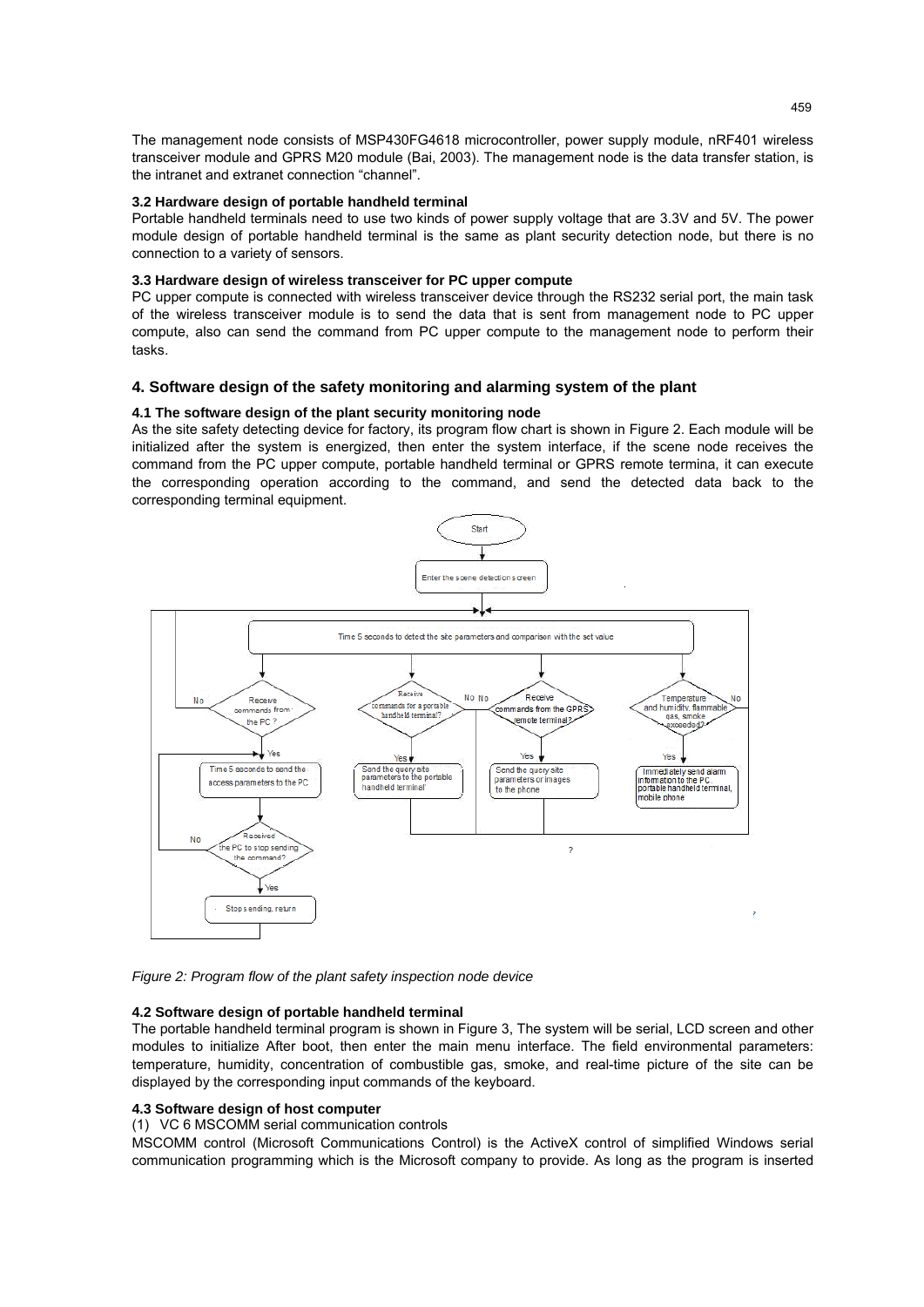The management node consists of MSP430FG4618 microcontroller, power supply module, nRF401 wireless transceiver module and GPRS M20 module (Bai, 2003). The management node is the data transfer station, is the intranet and extranet connection "channel".

### 3.2 Hardware design of portable handheld terminal

Portable handheld terminals need to use two kinds of power supply voltage that are 3.3V and 5V. The power module design of portable handheld terminal is the same as plant security detection node, but there is no connection to a variety of sensors.

### 3.3 Hardware design of wireless transceiver for PC upper compute

PC upper compute is connected with wireless transceiver device through the RS232 serial port, the main task of the wireless transceiver module is to send the data that is sent from management node to PC upper compute, also can send the command from PC upper compute to the management node to perform their tasks.

## 4. Software design of the safety monitoring and alarming system of the plant

### 4.1 The software design of the plant security monitoring node

As the site safety detecting device for factory, its program flow chart is shown in Figure 2. Each module will be initialized after the system is energized, then enter the system interface, if the scene node receives the command from the PC upper compute, portable handheld terminal or GPRS remote termina, it can execute the corresponding operation according to the command, and send the detected data back to the corresponding terminal equipment.

*Figure 2: Program flow of the plant safety inspection node device*

### 4.2 Software design of portable handheld terminal

The portable handheld terminal program is shown in Figure 3, The system will be serial, LCD screen and other modules to initialize After boot, then enter the main menu interface. The field environmental parameters: temperature, humidity, concentration of combustible gas, smoke, and real-time picture of the site can be displayed by the corresponding input commands of the keyboard.

### 4.3 Software design of host computer

(1) VC 6 MSCOMM serial communication controls

MSCOMM control (Microsoft Communications Control) is the ActiveX control of simplified Windows serial communication programming which is the Microsoft company to provide. As long as the program is inserted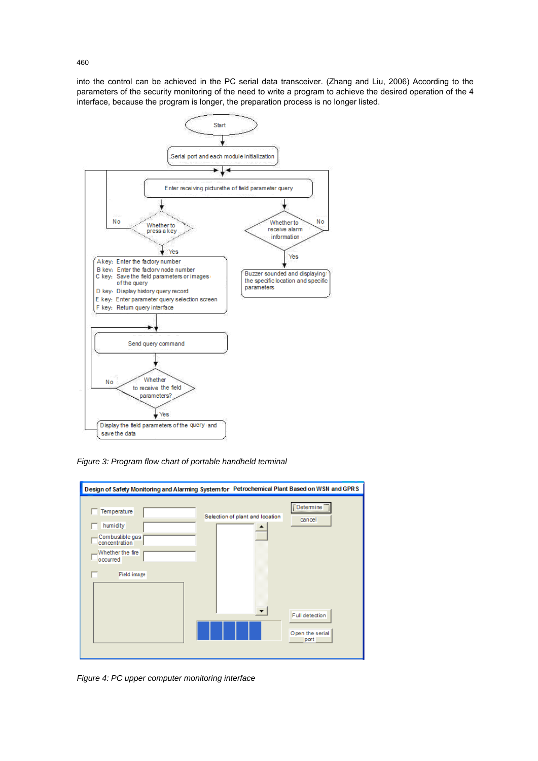into the control can be achieved in the PC serial data transceiver. (Zhang and Liu, 2006) According to the parameters of the security monitoring of the need to write a program to achieve the desired operation of the 4 interface, because the program is longer, the preparation process is no longer listed.

*Figure 3: Program flow chart of portable handheld terminal*

*Figure 4: PC upper computer monitoring interface*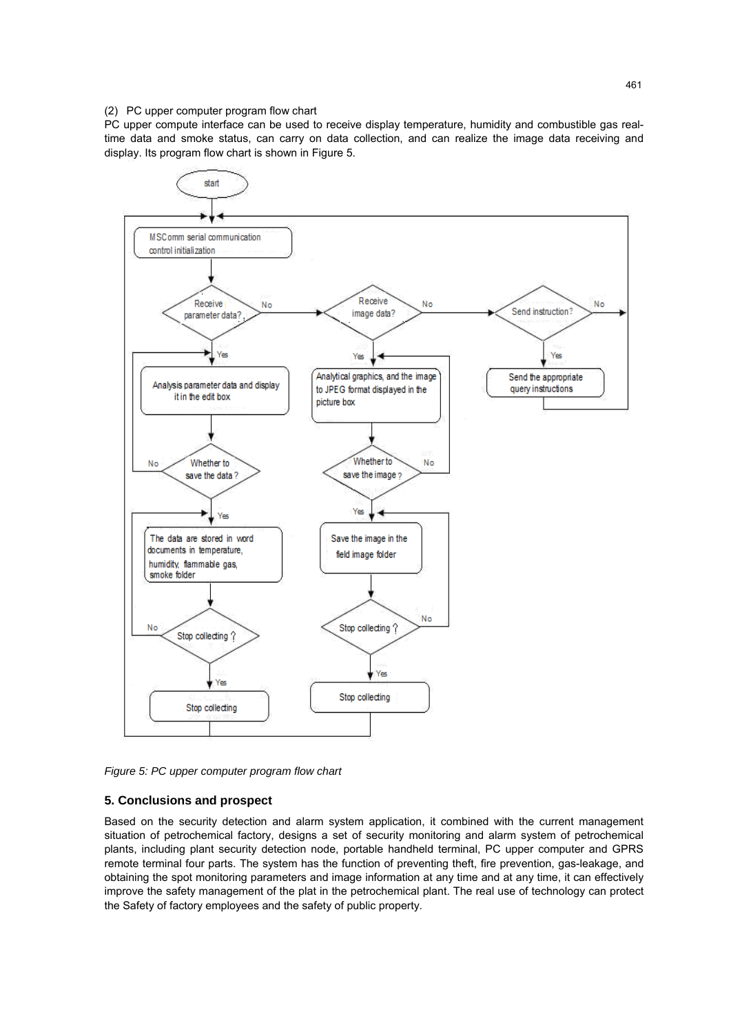(2) PC upper computer program flow chart

PC upper compute interface can be used to receive display temperature, humidity and combustible gas real-time data and smoke status, can carry on data collection, and can realize the image data receiving and display. Its program flow chart is shown in Figure 5.

*Figure 5: PC upper computer program flow chart*

## 5. Conclusions and prospect

Based on the security detection and alarm system application, it combined with the current management situation of petrochemical factory, designs a set of security monitoring and alarm system of petrochemical plants, including plant security detection node, portable handheld terminal, PC upper computer and GPRS remote terminal four parts. The system has the function of preventing theft, fire prevention, gas-leakage, and obtaining the spot monitoring parameters and image information at any time and at any time, it can effectively improve the safety management of the plat in the petrochemical plant. The real use of technology can protect the Safety of factory employees and the safety of public property.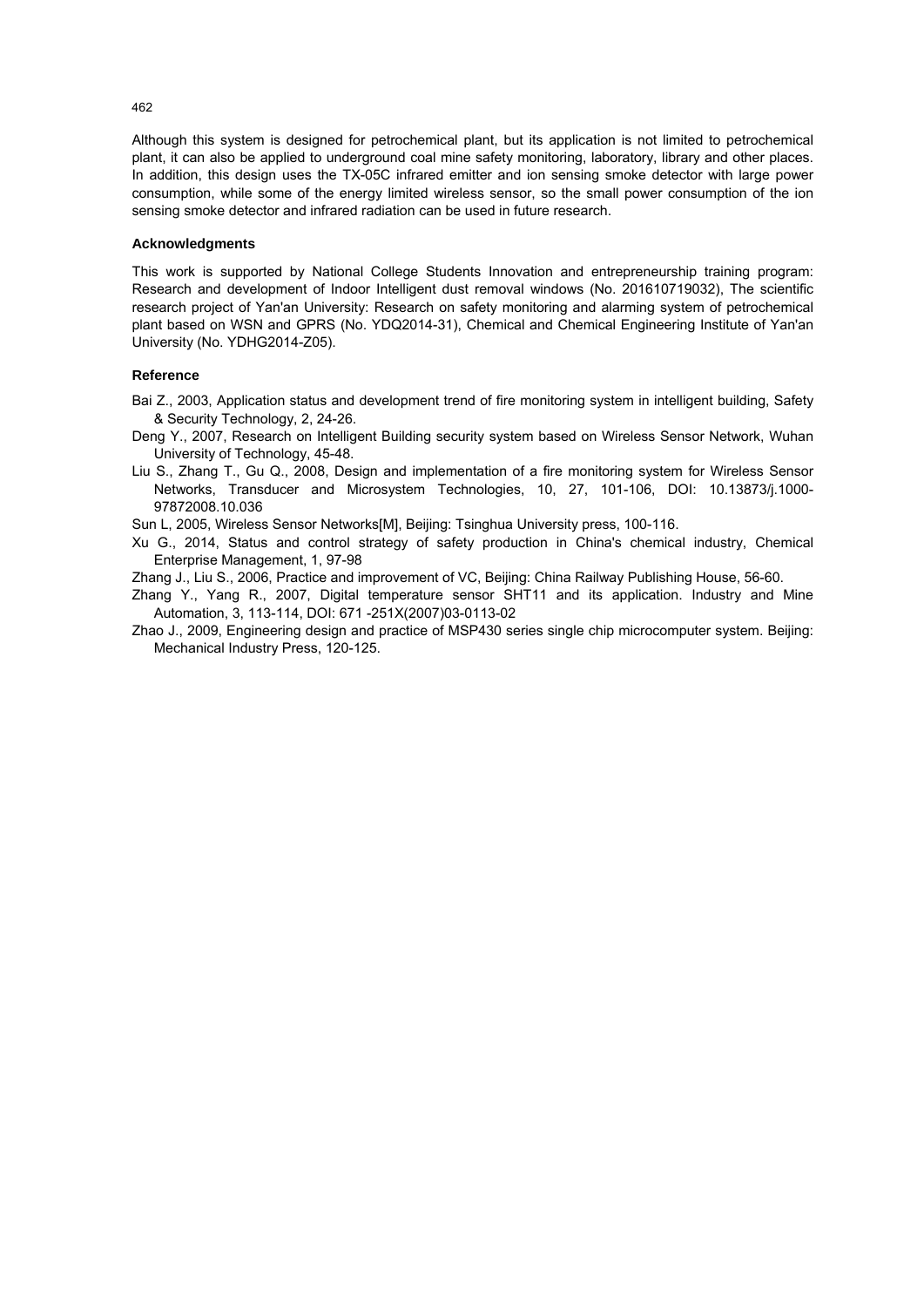Although this system is designed for petrochemical plant, but its application is not limited to petrochemical plant, it can also be applied to underground coal mine safety monitoring, laboratory, library and other places. In addition, this design uses the TX-05C infrared emitter and ion sensing smoke detector with large power consumption, while some of the energy limited wireless sensor, so the small power consumption of the ion sensing smoke detector and infrared radiation can be used in future research.

#### Acknowledgments

This work is supported by National College Students Innovation and entrepreneurship training program: Research and development of Indoor Intelligent dust removal windows (No. 201610719032), The scientific research project of Yan'an University: Research on safety monitoring and alarming system of petrochemical plant based on WSN and GPRS (No. YDQ2014-31), Chemical and Chemical Engineering Institute of Yan'an University (No. YDHG2014-Z05).

#### Reference

Bai Z., 2003, Application status and development trend of fire monitoring system in intelligent building, Safety & Security Technology, 2, 24-26.

Deng Y., 2007, Research on Intelligent Building security system based on Wireless Sensor Network, Wuhan University of Technology, 45-48.

Liu S., Zhang T., Gu Q., 2008, Design and implementation of a fire monitoring system for Wireless Sensor Networks, Transducer and Microsystem Technologies, 10, 27, 101-106, DOI: 10.13873/j.1000-97872008.10.036

Sun L, 2005, Wireless Sensor Networks[M], Beijing: Tsinghua University press, 100-116.

Xu G., 2014, Status and control strategy of safety production in China's chemical industry, Chemical Enterprise Management, 1, 97-98

Zhang J., Liu S., 2006, Practice and improvement of VC, Beijing: China Railway Publishing House, 56-60.

Zhang Y., Yang R., 2007, Digital temperature sensor SHT11 and its application. Industry and Mine Automation, 3, 113-114, DOI: 671 -251X(2007)03-0113-02

Zhao J., 2009, Engineering design and practice of MSP430 series single chip microcomputer system. Beijing: Mechanical Industry Press, 120-125.